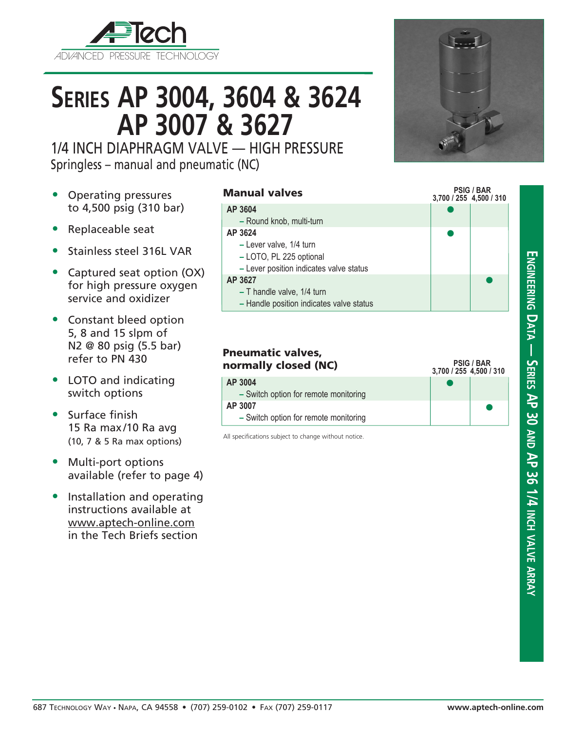# Series AP 3004, 3604 & 3624 AP 3007 & 3627

## 1/4 INCH DIAPHRAGM VALVE — HIGH PRESSURE

Springless – manual and pneumatic (NC)

- Operating pressures to 4,500 psig (310 bar)
- Replaceable seat
- Stainless steel 316L VAR
- Captured seat option (OX) for high pressure oxygen service and oxidizer
- Constant bleed option 5, 8 and 15 slpm of N2 @ 80 psig (5.5 bar) refer to PN 430
- LOTO and indicating switch options
- Surface finish 15 Ra max/10 Ra avg (10, 7 & 5 Ra max options)
- Multi-port options available (refer to page 4)
- Installation and operating instructions available at www.aptech-online.com in the Tech Briefs section

### Manual valves

| | PSIG / BAR 3,700 / 255 | 4,500 / 310 |
|---|---|---|
| **AP 3604**<br>– Round knob, multi-turn | ● | |
| **AP 3624**<br>– Lever valve, 1/4 turn<br>– LOTO, PL 225 optional<br>– Lever position indicates valve status | ● | |
| **AP 3627**<br>– T handle valve, 1/4 turn<br>– Handle position indicates valve status | | ● |

### Pneumatic valves, normally closed (NC)

| | PSIG / BAR 3,700 / 255 | 4,500 / 310 |
|---|---|---|
| **AP 3004**<br>– Switch option for remote monitoring | ● | |
| **AP 3007**<br>– Switch option for remote monitoring | | ● |

All specifications subject to change without notice.

Engineering Data — Series AP 30 and AP 36 1/4 inch valve array

687 Technology Way • Napa, CA 94558 • (707) 259-0102 • Fax (707) 259-0117 www.aptech-online.com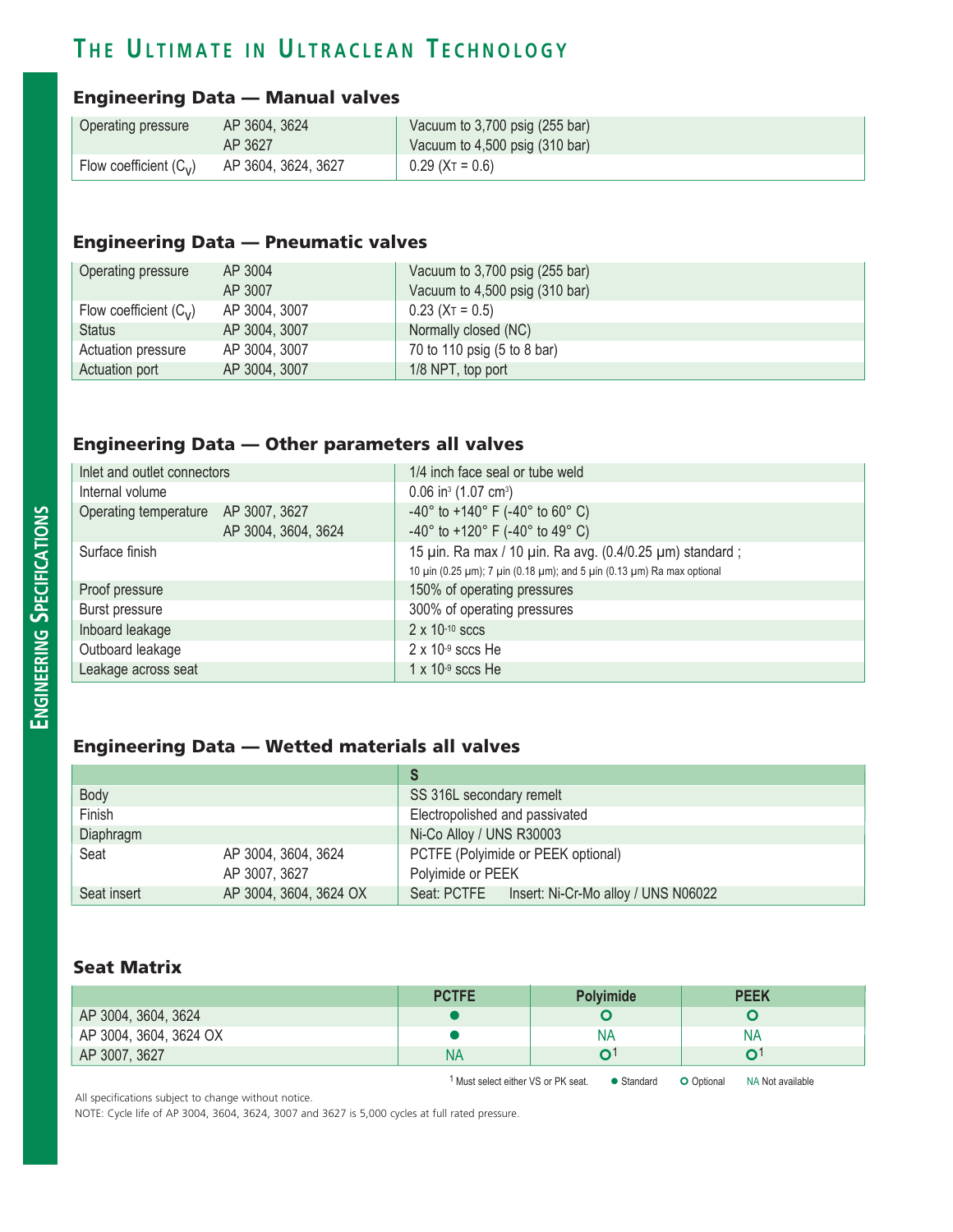# The Ultimate in Ultraclean Technology

## Engineering Data — Manual valves

| | | |
|---|---|---|
| Operating pressure | AP 3604, 3624 | Vacuum to 3,700 psig (255 bar) |
| | AP 3627 | Vacuum to 4,500 psig (310 bar) |
| Flow coefficient ($C_V$) | AP 3604, 3624, 3627 | 0.29 ($X_T$ = 0.6) |

## Engineering Data — Pneumatic valves

| | | |
|---|---|---|
| Operating pressure | AP 3004 | Vacuum to 3,700 psig (255 bar) |
| | AP 3007 | Vacuum to 4,500 psig (310 bar) |
| Flow coefficient ($C_V$) | AP 3004, 3007 | 0.23 ($X_T$ = 0.5) |
| Status | AP 3004, 3007 | Normally closed (NC) |
| Actuation pressure | AP 3004, 3007 | 70 to 110 psig (5 to 8 bar) |
| Actuation port | AP 3004, 3007 | 1/8 NPT, top port |

## Engineering Data — Other parameters all valves

| | | |
|---|---|---|
| Inlet and outlet connectors | | 1/4 inch face seal or tube weld |
| Internal volume | | 0.06 $in^3$ (1.07 $cm^3$) |
| Operating temperature | AP 3007, 3627 | -40° to +140° F (-40° to 60° C) |
| | AP 3004, 3604, 3624 | -40° to +120° F (-40° to 49° C) |
| Surface finish | | 15 µin. Ra max / 10 µin. Ra avg. (0.4/0.25 µm) standard ; 10 µin (0.25 µm); 7 µin (0.18 µm); and 5 µin (0.13 µm) Ra max optional |
| Proof pressure | | 150% of operating pressures |
| Burst pressure | | 300% of operating pressures |
| Inboard leakage | | 2 x $10^{-10}$ sccs |
| Outboard leakage | | 2 x $10^{-9}$ sccs He |
| Leakage across seat | | 1 x $10^{-9}$ sccs He |

## Engineering Data — Wetted materials all valves

| | | S |
|---|---|---|
| Body | | SS 316L secondary remelt |
| Finish | | Electropolished and passivated |
| Diaphragm | | Ni-Co Alloy / UNS R30003 |
| Seat | AP 3004, 3604, 3624 | PCTFE (Polyimide or PEEK optional) |
| | AP 3007, 3627 | Polyimide or PEEK |
| Seat insert | AP 3004, 3604, 3624 OX | Seat: PCTFE Insert: Ni-Cr-Mo alloy / UNS N06022 |

## Seat Matrix

| | PCTFE | Polyimide | PEEK |
|---|---|---|---|
| AP 3004, 3604, 3624 | ● | ○ | ○ |
| AP 3004, 3604, 3624 OX | ● | NA | NA |
| AP 3007, 3627 | NA | ○[1] | ○[1] |

[1] Must select either VS or PK seat. ● Standard ○ Optional NA Not available

All specifications subject to change without notice.

NOTE: Cycle life of AP 3004, 3604, 3624, 3007 and 3627 is 5,000 cycles at full rated pressure.

Engineering Specifications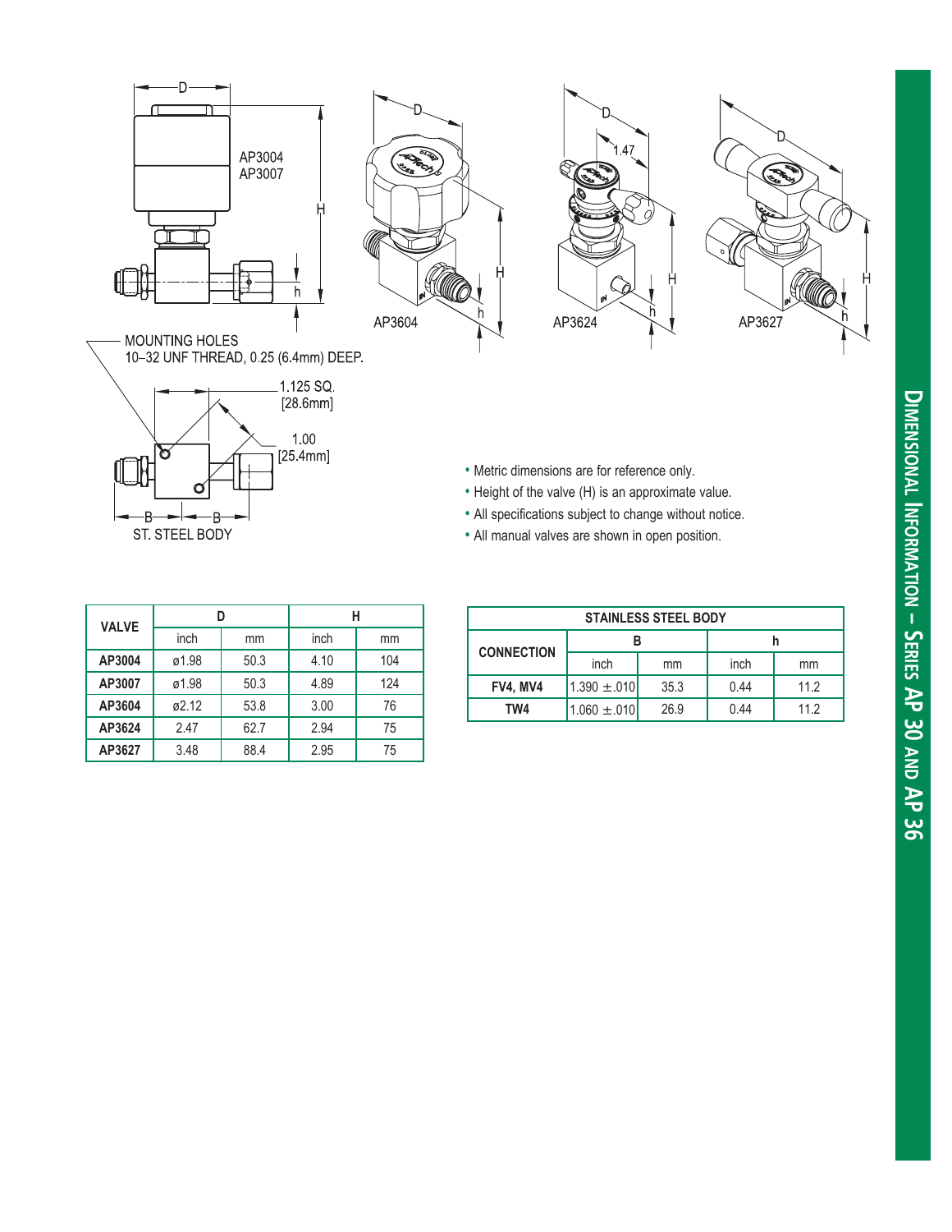# Dimensional Information – Series AP 30 and AP 36

AP3004
AP3007

AP3604

AP3624

AP3627

MOUNTING HOLES
10–32 UNF THREAD, 0.25 (6.4mm) DEEP.

1.125 SQ.
[28.6mm]

1.00
[25.4mm]

ST. STEEL BODY

- Metric dimensions are for reference only.
- Height of the valve (H) is an approximate value.
- All specifications subject to change without notice.
- All manual valves are shown in open position.

| VALVE | D | | H | |
|---|---|---|---|---|
| | inch | mm | inch | mm |
| **AP3004** | ø1.98 | 50.3 | 4.10 | 104 |
| **AP3007** | ø1.98 | 50.3 | 4.89 | 124 |
| **AP3604** | ø2.12 | 53.8 | 3.00 | 76 |
| **AP3624** | 2.47 | 62.7 | 2.94 | 75 |
| **AP3627** | 3.48 | 88.4 | 2.95 | 75 |

| STAINLESS STEEL BODY | | | | |
|---|---|---|---|---|
| CONNECTION | B | | h | |
| | inch | mm | inch | mm |
| **FV4, MV4** | 1.390 ±.010 | 35.3 | 0.44 | 11.2 |
| **TW4** | 1.060 ±.010 | 26.9 | 0.44 | 11.2 |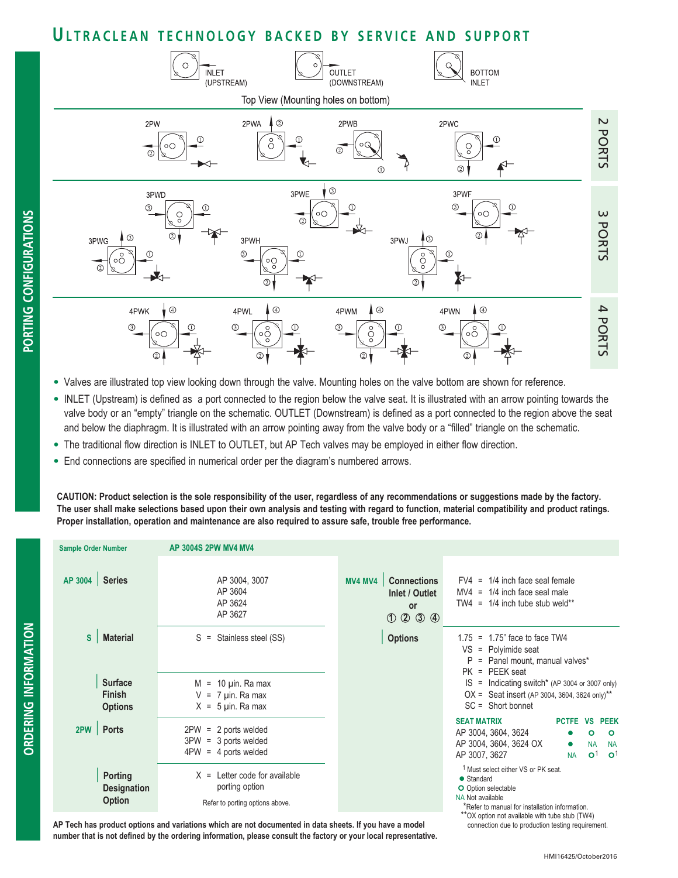# ULTRACLEAN TECHNOLOGY BACKED BY SERVICE AND SUPPORT

## PORTING CONFIGURATIONS

INLET (UPSTREAM)

OUTLET (DOWNSTREAM)

BOTTOM INLET

Top View (Mounting holes on bottom)

**2 PORTS**

2PW

2PWA

2PWB

2PWC

**3 PORTS**

3PWD

3PWE

3PWF

3PWG

3PWH

3PWJ

**4 PORTS**

4PWK

4PWL

4PWM

4PWN

- Valves are illustrated top view looking down through the valve. Mounting holes on the valve bottom are shown for reference.
- INLET (Upstream) is defined as a port connected to the region below the valve seat. It is illustrated with an arrow pointing towards the valve body or an "empty" triangle on the schematic. OUTLET (Downstream) is defined as a port connected to the region above the seat and below the diaphragm. It is illustrated with an arrow pointing away from the valve body or a "filled" triangle on the schematic.
- The traditional flow direction is INLET to OUTLET, but AP Tech valves may be employed in either flow direction.
- End connections are specified in numerical order per the diagram's numbered arrows.

**CAUTION: Product selection is the sole responsibility of the user, regardless of any recommendations or suggestions made by the factory. The user shall make selections based upon their own analysis and testing with regard to function, material compatibility and product ratings. Proper installation, operation and maintenance are also required to assure safe, trouble free performance.**

## ORDERING INFORMATION

**Sample Order Number** **AP 3004S 2PW MV4 MV4**

| Code | Field | Options |
|---|---|---|
| AP 3004 | **Series** | AP 3004, 3007<br>AP 3604<br>AP 3624<br>AP 3627 |
| S | **Material** | S = Stainless steel (SS) |
| | **Surface Finish Options** | M = 10 µin. Ra max<br>V = 7 µin. Ra max<br>X = 5 µin. Ra max |
| 2PW | **Ports** | 2PW = 2 ports welded<br>3PW = 3 ports welded<br>4PW = 4 ports welded |
| | **Porting Designation Option** | X = Letter code for available porting option<br>Refer to porting options above. |
| MV4 MV4 | **Connections Inlet / Outlet or ① ② ③ ④** | FV4 = 1/4 inch face seal female<br>MV4 = 1/4 inch face seal male<br>TW4 = 1/4 inch tube stub weld** |
| | **Options** | 1.75 = 1.75" face to face TW4<br>VS = Polyimide seat<br>P = Panel mount, manual valves*<br>PK = PEEK seat<br>IS = Indicating switch* (AP 3004 or 3007 only)<br>OX = Seat insert (AP 3004, 3604, 3624 only)**<br>SC = Short bonnet |

| SEAT MATRIX | PCTFE | VS | PEEK |
|---|---|---|---|
| AP 3004, 3604, 3624 | ● | O | O |
| AP 3004, 3604, 3624 OX | ● | NA | NA |
| AP 3007, 3627 | NA | O[1] | O[1] |

[1] Must select either VS or PK seat.
● Standard
O Option selectable
NA Not available
*Refer to manual for installation information.
**OX option not available with tube stub (TW4) connection due to production testing requirement.

**AP Tech has product options and variations which are not documented in data sheets. If you have a model number that is not defined by the ordering information, please consult the factory or your local representative.**

HMI16425/October2016